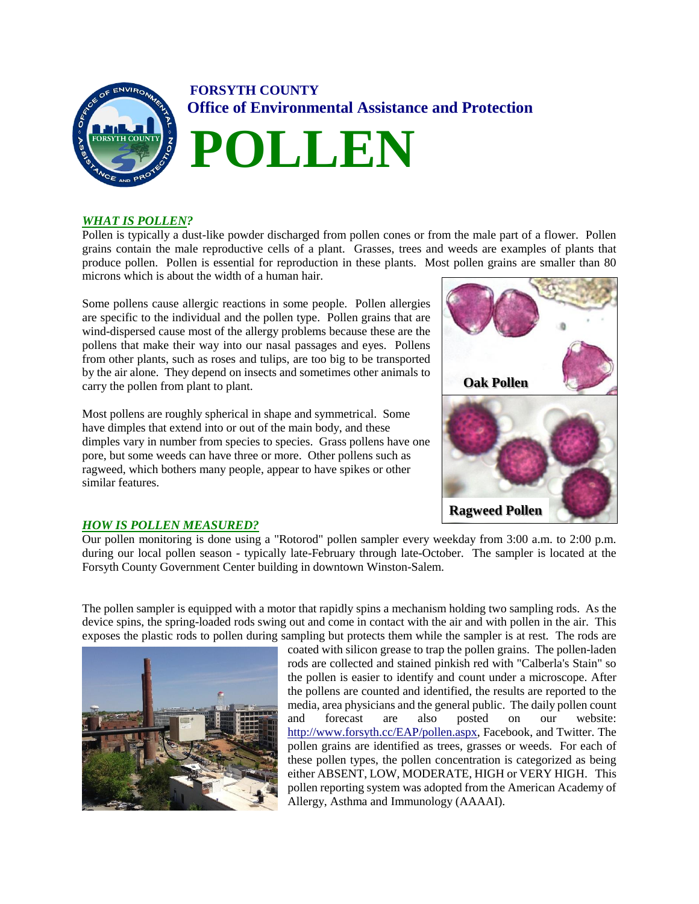**FORSYTH COUNTY**
**Office of Environmental Assistance and Protection**

# POLLEN

## *WHAT IS POLLEN?*

Pollen is typically a dust-like powder discharged from pollen cones or from the male part of a flower. Pollen grains contain the male reproductive cells of a plant. Grasses, trees and weeds are examples of plants that produce pollen. Pollen is essential for reproduction in these plants. Most pollen grains are smaller than 80 microns which is about the width of a human hair.

Some pollens cause allergic reactions in some people. Pollen allergies are specific to the individual and the pollen type. Pollen grains that are wind-dispersed cause most of the allergy problems because these are the pollens that make their way into our nasal passages and eyes. Pollens from other plants, such as roses and tulips, are too big to be transported by the air alone. They depend on insects and sometimes other animals to carry the pollen from plant to plant.

Most pollens are roughly spherical in shape and symmetrical. Some have dimples that extend into or out of the main body, and these dimples vary in number from species to species. Grass pollens have one pore, but some weeds can have three or more. Other pollens such as ragweed, which bothers many people, appear to have spikes or other similar features.

**Oak Pollen**

**Ragweed Pollen**

## *HOW IS POLLEN MEASURED?*

Our pollen monitoring is done using a "Rotorod" pollen sampler every weekday from 3:00 a.m. to 2:00 p.m. during our local pollen season - typically late-February through late-October. The sampler is located at the Forsyth County Government Center building in downtown Winston-Salem.

The pollen sampler is equipped with a motor that rapidly spins a mechanism holding two sampling rods. As the device spins, the spring-loaded rods swing out and come in contact with the air and with pollen in the air. This exposes the plastic rods to pollen during sampling but protects them while the sampler is at rest. The rods are coated with silicon grease to trap the pollen grains. The pollen-laden rods are collected and stained pinkish red with "Calberla's Stain" so the pollen is easier to identify and count under a microscope. After the pollens are counted and identified, the results are reported to the media, area physicians and the general public. The daily pollen count and forecast are also posted on our website: http://www.forsyth.cc/EAP/pollen.aspx, Facebook, and Twitter. The pollen grains are identified as trees, grasses or weeds. For each of these pollen types, the pollen concentration is categorized as being either ABSENT, LOW, MODERATE, HIGH or VERY HIGH. This pollen reporting system was adopted from the American Academy of Allergy, Asthma and Immunology (AAAAI).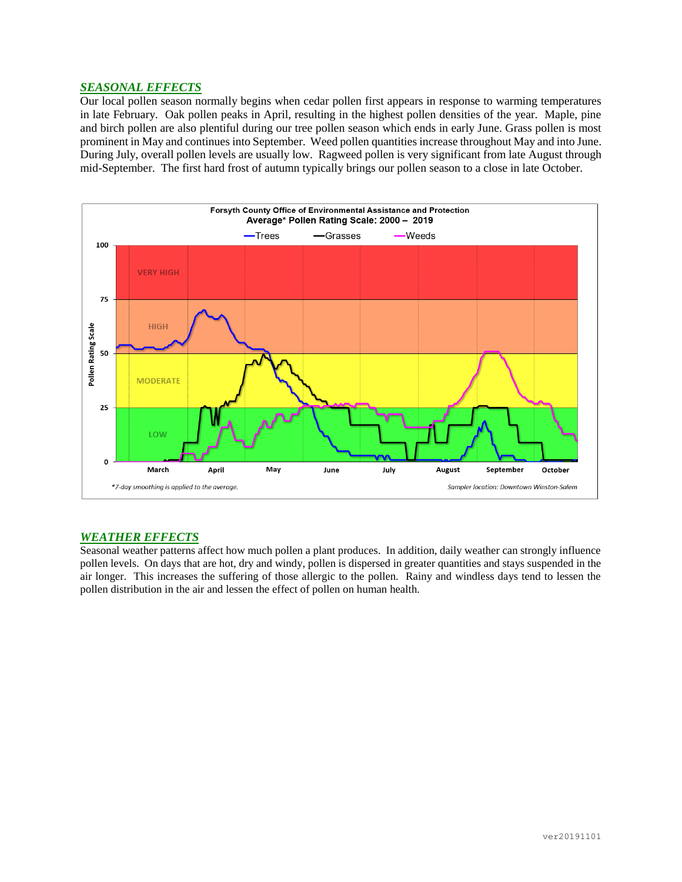## *SEASONAL EFFECTS*

Our local pollen season normally begins when cedar pollen first appears in response to warming temperatures in late February. Oak pollen peaks in April, resulting in the highest pollen densities of the year. Maple, pine and birch pollen are also plentiful during our tree pollen season which ends in early June. Grass pollen is most prominent in May and continues into September. Weed pollen quantities increase throughout May and into June. During July, overall pollen levels are usually low. Ragweed pollen is very significant from late August through mid-September. The first hard frost of autumn typically brings our pollen season to a close in late October.

Forsyth County Office of Environmental Assistance and Protection
Average* Pollen Rating Scale: 2000 – 2019

Trees
Grasses
Weeds

Pollen Rating Scale

100
75
50
25
0

VERY HIGH
HIGH
MODERATE
LOW

March
April
May
June
July
August
September
October

*7-day smoothing is applied to the average.

Sampler location: Downtown Winston-Salem

## *WEATHER EFFECTS*

Seasonal weather patterns affect how much pollen a plant produces. In addition, daily weather can strongly influence pollen levels. On days that are hot, dry and windy, pollen is dispersed in greater quantities and stays suspended in the air longer. This increases the suffering of those allergic to the pollen. Rainy and windless days tend to lessen the pollen distribution in the air and lessen the effect of pollen on human health.

ver20191101